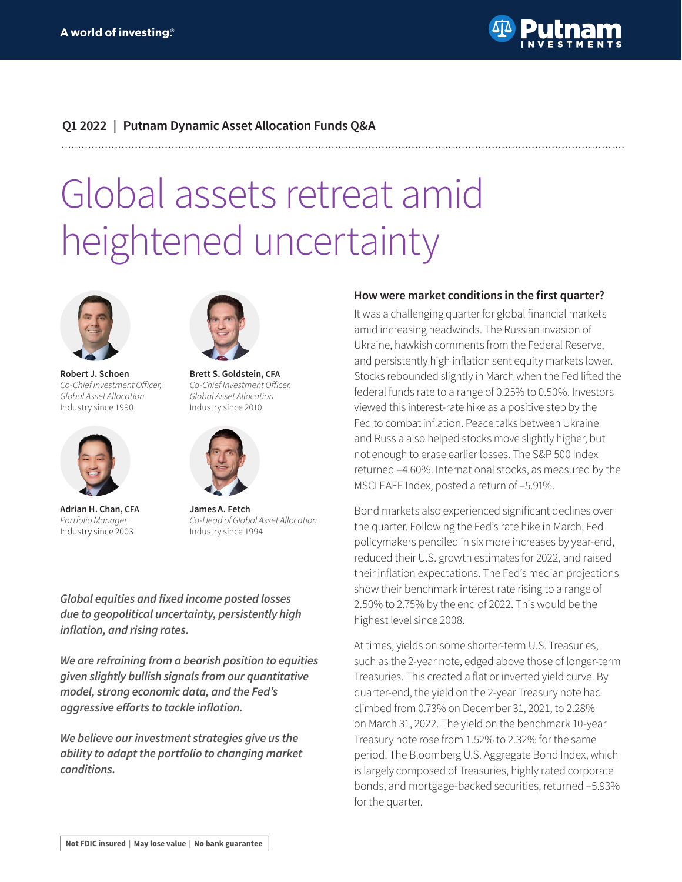A world of investing®

Putnam INVESTMENTS

**Q1 2022 | Putnam Dynamic Asset Allocation Funds Q&A**

# Global assets retreat amid heightened uncertainty

**Robert J. Schoen**
*Co-Chief Investment Officer, Global Asset Allocation*
Industry since 1990

**Brett S. Goldstein, CFA**
*Co-Chief Investment Officer, Global Asset Allocation*
Industry since 2010

**Adrian H. Chan, CFA**
*Portfolio Manager*
Industry since 2003

**James A. Fetch**
*Co-Head of Global Asset Allocation*
Industry since 1994

*Global equities and fixed income posted losses due to geopolitical uncertainty, persistently high inflation, and rising rates.*

*We are refraining from a bearish position to equities given slightly bullish signals from our quantitative model, strong economic data, and the Fed's aggressive efforts to tackle inflation.*

*We believe our investment strategies give us the ability to adapt the portfolio to changing market conditions.*

### How were market conditions in the first quarter?

It was a challenging quarter for global financial markets amid increasing headwinds. The Russian invasion of Ukraine, hawkish comments from the Federal Reserve, and persistently high inflation sent equity markets lower. Stocks rebounded slightly in March when the Fed lifted the federal funds rate to a range of 0.25% to 0.50%. Investors viewed this interest-rate hike as a positive step by the Fed to combat inflation. Peace talks between Ukraine and Russia also helped stocks move slightly higher, but not enough to erase earlier losses. The S&P 500 Index returned –4.60%. International stocks, as measured by the MSCI EAFE Index, posted a return of –5.91%.

Bond markets also experienced significant declines over the quarter. Following the Fed's rate hike in March, Fed policymakers penciled in six more increases by year-end, reduced their U.S. growth estimates for 2022, and raised their inflation expectations. The Fed's median projections show their benchmark interest rate rising to a range of 2.50% to 2.75% by the end of 2022. This would be the highest level since 2008.

At times, yields on some shorter-term U.S. Treasuries, such as the 2-year note, edged above those of longer-term Treasuries. This created a flat or inverted yield curve. By quarter-end, the yield on the 2-year Treasury note had climbed from 0.73% on December 31, 2021, to 2.28% on March 31, 2022. The yield on the benchmark 10-year Treasury note rose from 1.52% to 2.32% for the same period. The Bloomberg U.S. Aggregate Bond Index, which is largely composed of Treasuries, highly rated corporate bonds, and mortgage-backed securities, returned –5.93% for the quarter.

**Not FDIC insured | May lose value | No bank guarantee**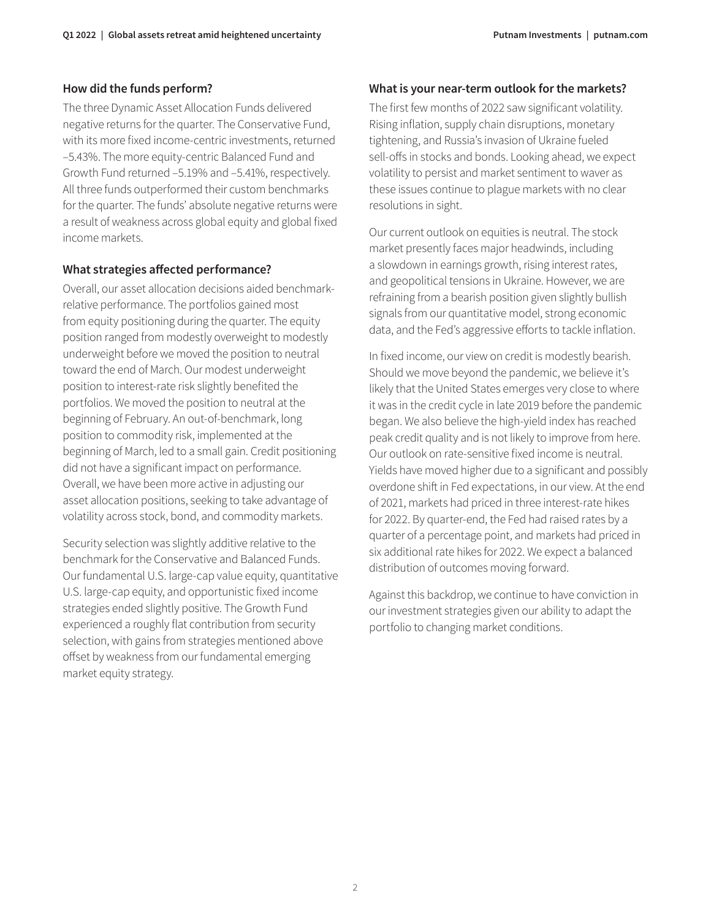### How did the funds perform?

The three Dynamic Asset Allocation Funds delivered negative returns for the quarter. The Conservative Fund, with its more fixed income-centric investments, returned –5.43%. The more equity-centric Balanced Fund and Growth Fund returned –5.19% and –5.41%, respectively. All three funds outperformed their custom benchmarks for the quarter. The funds' absolute negative returns were a result of weakness across global equity and global fixed income markets.

### What strategies affected performance?

Overall, our asset allocation decisions aided benchmark-relative performance. The portfolios gained most from equity positioning during the quarter. The equity position ranged from modestly overweight to modestly underweight before we moved the position to neutral toward the end of March. Our modest underweight position to interest-rate risk slightly benefited the portfolios. We moved the position to neutral at the beginning of February. An out-of-benchmark, long position to commodity risk, implemented at the beginning of March, led to a small gain. Credit positioning did not have a significant impact on performance. Overall, we have been more active in adjusting our asset allocation positions, seeking to take advantage of volatility across stock, bond, and commodity markets.

Security selection was slightly additive relative to the benchmark for the Conservative and Balanced Funds. Our fundamental U.S. large-cap value equity, quantitative U.S. large-cap equity, and opportunistic fixed income strategies ended slightly positive. The Growth Fund experienced a roughly flat contribution from security selection, with gains from strategies mentioned above offset by weakness from our fundamental emerging market equity strategy.

### What is your near-term outlook for the markets?

The first few months of 2022 saw significant volatility. Rising inflation, supply chain disruptions, monetary tightening, and Russia's invasion of Ukraine fueled sell-offs in stocks and bonds. Looking ahead, we expect volatility to persist and market sentiment to waver as these issues continue to plague markets with no clear resolutions in sight.

Our current outlook on equities is neutral. The stock market presently faces major headwinds, including a slowdown in earnings growth, rising interest rates, and geopolitical tensions in Ukraine. However, we are refraining from a bearish position given slightly bullish signals from our quantitative model, strong economic data, and the Fed's aggressive efforts to tackle inflation.

In fixed income, our view on credit is modestly bearish. Should we move beyond the pandemic, we believe it's likely that the United States emerges very close to where it was in the credit cycle in late 2019 before the pandemic began. We also believe the high-yield index has reached peak credit quality and is not likely to improve from here. Our outlook on rate-sensitive fixed income is neutral. Yields have moved higher due to a significant and possibly overdone shift in Fed expectations, in our view. At the end of 2021, markets had priced in three interest-rate hikes for 2022. By quarter-end, the Fed had raised rates by a quarter of a percentage point, and markets had priced in six additional rate hikes for 2022. We expect a balanced distribution of outcomes moving forward.

Against this backdrop, we continue to have conviction in our investment strategies given our ability to adapt the portfolio to changing market conditions.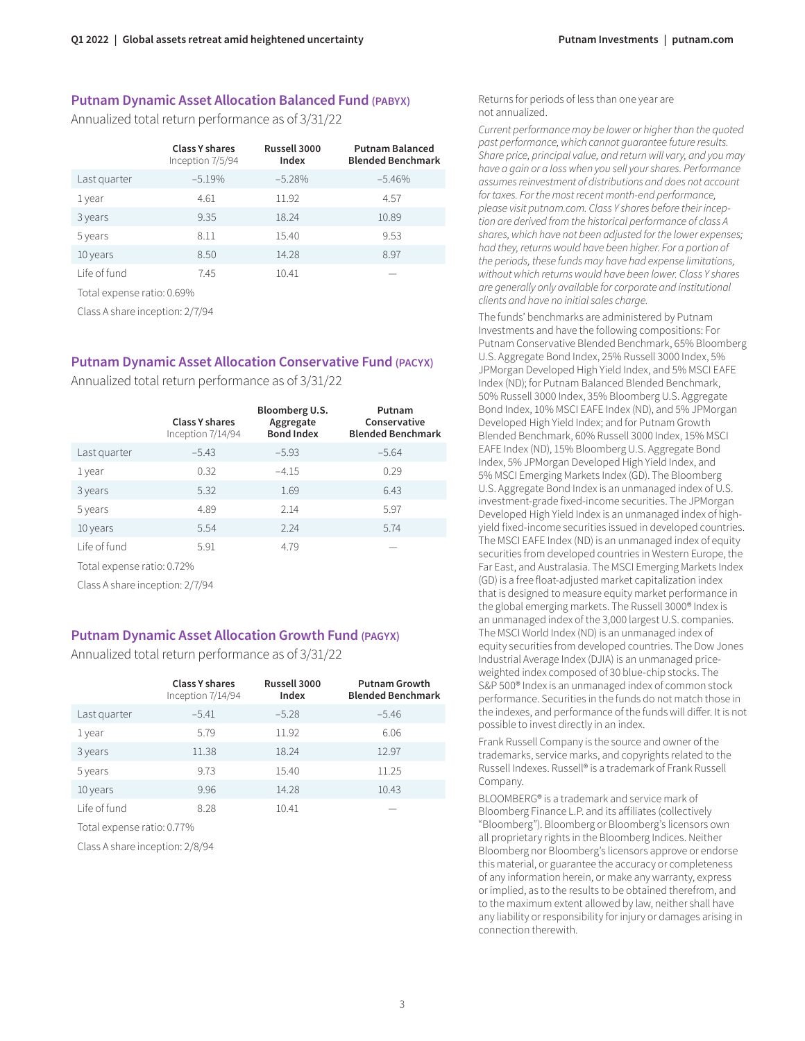## Putnam Dynamic Asset Allocation Balanced Fund (PABYX)

Annualized total return performance as of 3/31/22

| | Class Y shares Inception 7/5/94 | Russell 3000 Index | Putnam Balanced Blended Benchmark |
|---|---|---|---|
| Last quarter | –5.19% | –5.28% | –5.46% |
| 1 year | 4.61 | 11.92 | 4.57 |
| 3 years | 9.35 | 18.24 | 10.89 |
| 5 years | 8.11 | 15.40 | 9.53 |
| 10 years | 8.50 | 14.28 | 8.97 |
| Life of fund | 7.45 | 10.41 | — |

Total expense ratio: 0.69%

Class A share inception: 2/7/94

## Putnam Dynamic Asset Allocation Conservative Fund (PACYX)

Annualized total return performance as of 3/31/22

| | Class Y shares Inception 7/14/94 | Bloomberg U.S. Aggregate Bond Index | Putnam Conservative Blended Benchmark |
|---|---|---|---|
| Last quarter | –5.43 | –5.93 | –5.64 |
| 1 year | 0.32 | –4.15 | 0.29 |
| 3 years | 5.32 | 1.69 | 6.43 |
| 5 years | 4.89 | 2.14 | 5.97 |
| 10 years | 5.54 | 2.24 | 5.74 |
| Life of fund | 5.91 | 4.79 | — |

Total expense ratio: 0.72%

Class A share inception: 2/7/94

## Putnam Dynamic Asset Allocation Growth Fund (PAGYX)

Annualized total return performance as of 3/31/22

| | Class Y shares Inception 7/14/94 | Russell 3000 Index | Putnam Growth Blended Benchmark |
|---|---|---|---|
| Last quarter | –5.41 | –5.28 | –5.46 |
| 1 year | 5.79 | 11.92 | 6.06 |
| 3 years | 11.38 | 18.24 | 12.97 |
| 5 years | 9.73 | 15.40 | 11.25 |
| 10 years | 9.96 | 14.28 | 10.43 |
| Life of fund | 8.28 | 10.41 | — |

Total expense ratio: 0.77%

Class A share inception: 2/8/94

Returns for periods of less than one year are not annualized.

*Current performance may be lower or higher than the quoted past performance, which cannot guarantee future results. Share price, principal value, and return will vary, and you may have a gain or a loss when you sell your shares. Performance assumes reinvestment of distributions and does not account for taxes. For the most recent month-end performance, please visit putnam.com. Class Y shares before their inception are derived from the historical performance of class A shares, which have not been adjusted for the lower expenses; had they, returns would have been higher. For a portion of the periods, these funds may have had expense limitations, without which returns would have been lower. Class Y shares are generally only available for corporate and institutional clients and have no initial sales charge.*

The funds' benchmarks are administered by Putnam Investments and have the following compositions: For Putnam Conservative Blended Benchmark, 65% Bloomberg U.S. Aggregate Bond Index, 25% Russell 3000 Index, 5% JPMorgan Developed High Yield Index, and 5% MSCI EAFE Index (ND); for Putnam Balanced Blended Benchmark, 50% Russell 3000 Index, 35% Bloomberg U.S. Aggregate Bond Index, 10% MSCI EAFE Index (ND), and 5% JPMorgan Developed High Yield Index; and for Putnam Growth Blended Benchmark, 60% Russell 3000 Index, 15% MSCI EAFE Index (ND), 15% Bloomberg U.S. Aggregate Bond Index, 5% JPMorgan Developed High Yield Index, and 5% MSCI Emerging Markets Index (GD). The Bloomberg U.S. Aggregate Bond Index is an unmanaged index of U.S. investment-grade fixed-income securities. The JPMorgan Developed High Yield Index is an unmanaged index of high-yield fixed-income securities issued in developed countries. The MSCI EAFE Index (ND) is an unmanaged index of equity securities from developed countries in Western Europe, the Far East, and Australasia. The MSCI Emerging Markets Index (GD) is a free float-adjusted market capitalization index that is designed to measure equity market performance in the global emerging markets. The Russell 3000® Index is an unmanaged index of the 3,000 largest U.S. companies. The MSCI World Index (ND) is an unmanaged index of equity securities from developed countries. The Dow Jones Industrial Average Index (DJIA) is an unmanaged price-weighted index composed of 30 blue-chip stocks. The S&P 500® Index is an unmanaged index of common stock performance. Securities in the funds do not match those in the indexes, and performance of the funds will differ. It is not possible to invest directly in an index.

Frank Russell Company is the source and owner of the trademarks, service marks, and copyrights related to the Russell Indexes. Russell® is a trademark of Frank Russell Company.

BLOOMBERG® is a trademark and service mark of Bloomberg Finance L.P. and its affiliates (collectively "Bloomberg"). Bloomberg or Bloomberg's licensors own all proprietary rights in the Bloomberg Indices. Neither Bloomberg nor Bloomberg's licensors approve or endorse this material, or guarantee the accuracy or completeness of any information herein, or make any warranty, express or implied, as to the results to be obtained therefrom, and to the maximum extent allowed by law, neither shall have any liability or responsibility for injury or damages arising in connection therewith.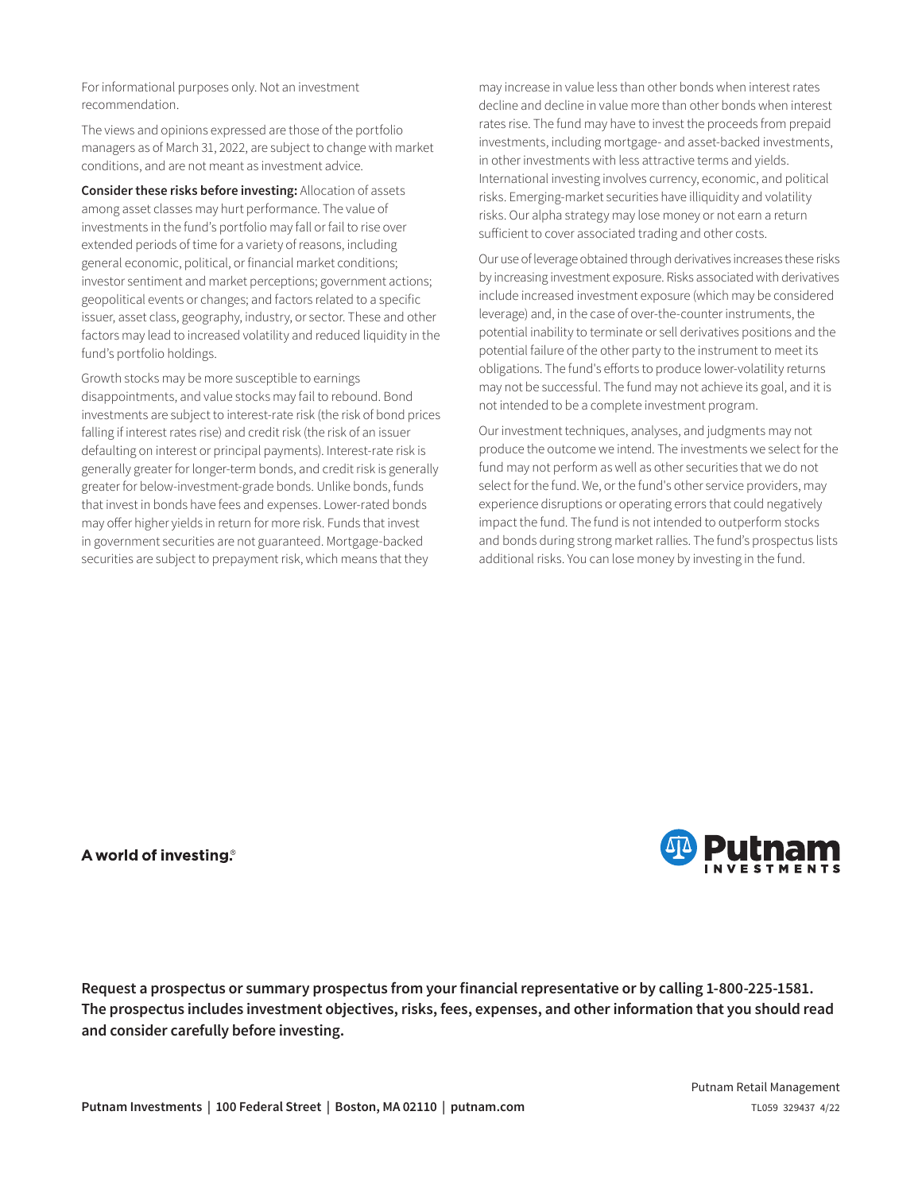For informational purposes only. Not an investment recommendation.

The views and opinions expressed are those of the portfolio managers as of March 31, 2022, are subject to change with market conditions, and are not meant as investment advice.

**Consider these risks before investing:** Allocation of assets among asset classes may hurt performance. The value of investments in the fund's portfolio may fall or fail to rise over extended periods of time for a variety of reasons, including general economic, political, or financial market conditions; investor sentiment and market perceptions; government actions; geopolitical events or changes; and factors related to a specific issuer, asset class, geography, industry, or sector. These and other factors may lead to increased volatility and reduced liquidity in the fund's portfolio holdings.

Growth stocks may be more susceptible to earnings disappointments, and value stocks may fail to rebound. Bond investments are subject to interest-rate risk (the risk of bond prices falling if interest rates rise) and credit risk (the risk of an issuer defaulting on interest or principal payments). Interest-rate risk is generally greater for longer-term bonds, and credit risk is generally greater for below-investment-grade bonds. Unlike bonds, funds that invest in bonds have fees and expenses. Lower-rated bonds may offer higher yields in return for more risk. Funds that invest in government securities are not guaranteed. Mortgage-backed securities are subject to prepayment risk, which means that they may increase in value less than other bonds when interest rates decline and decline in value more than other bonds when interest rates rise. The fund may have to invest the proceeds from prepaid investments, including mortgage- and asset-backed investments, in other investments with less attractive terms and yields. International investing involves currency, economic, and political risks. Emerging-market securities have illiquidity and volatility risks. Our alpha strategy may lose money or not earn a return sufficient to cover associated trading and other costs.

Our use of leverage obtained through derivatives increases these risks by increasing investment exposure. Risks associated with derivatives include increased investment exposure (which may be considered leverage) and, in the case of over-the-counter instruments, the potential inability to terminate or sell derivatives positions and the potential failure of the other party to the instrument to meet its obligations. The fund's efforts to produce lower-volatility returns may not be successful. The fund may not achieve its goal, and it is not intended to be a complete investment program.

Our investment techniques, analyses, and judgments may not produce the outcome we intend. The investments we select for the fund may not perform as well as other securities that we do not select for the fund. We, or the fund's other service providers, may experience disruptions or operating errors that could negatively impact the fund. The fund is not intended to outperform stocks and bonds during strong market rallies. The fund's prospectus lists additional risks. You can lose money by investing in the fund.

**A world of investing.®**

Putnam INVESTMENTS

**Request a prospectus or summary prospectus from your financial representative or by calling 1-800-225-1581. The prospectus includes investment objectives, risks, fees, expenses, and other information that you should read and consider carefully before investing.**

Putnam Retail Management

**Putnam Investments | 100 Federal Street | Boston, MA 02110 | putnam.com**

TL059 329437 4/22